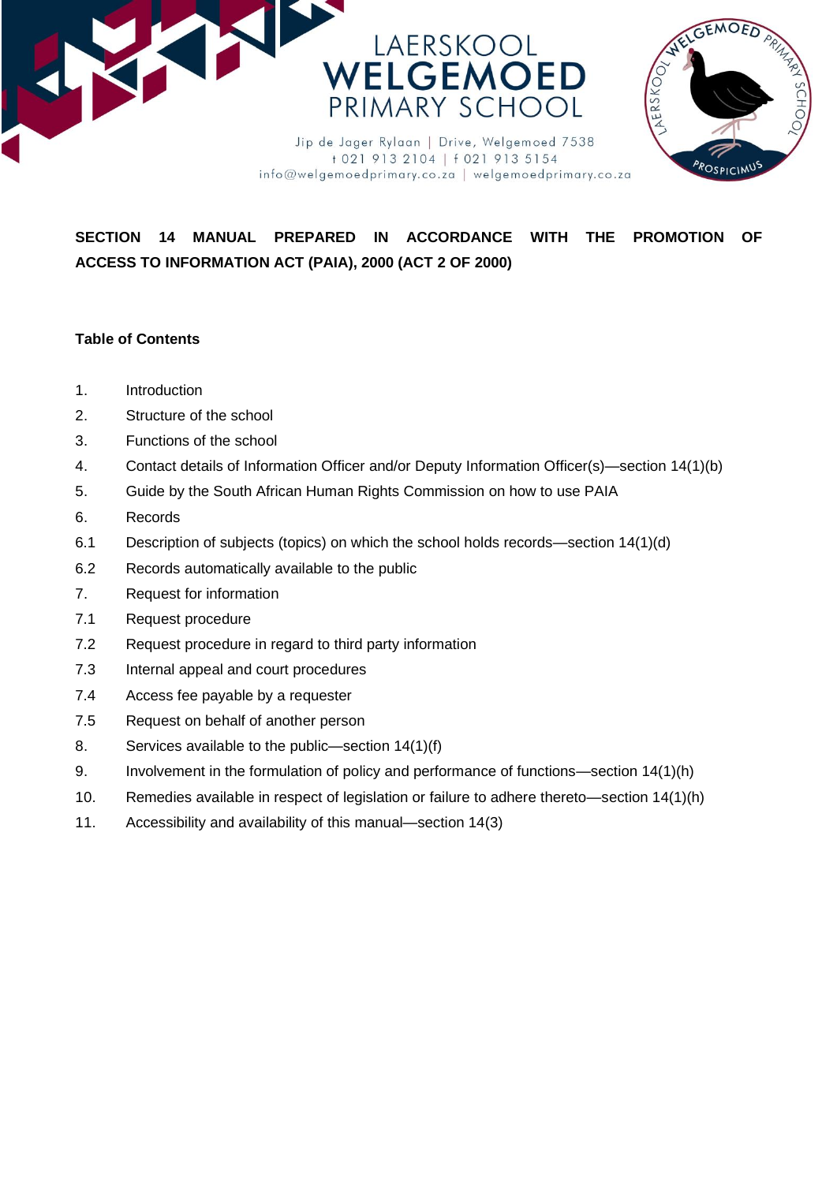LAERSKOOL
**WELGEMOED**
PRIMARY SCHOOL

Jip de Jager Rylaan | Drive, Welgemoed 7538
t 021 913 2104 | f 021 913 5154
info@welgemoedprimary.co.za | welgemoedprimary.co.za

LAERSKOOL WELGEMOED PRIMARY SCHOOL
PROSPICIMUS

# SECTION 14 MANUAL PREPARED IN ACCORDANCE WITH THE PROMOTION OF ACCESS TO INFORMATION ACT (PAIA), 2000 (ACT 2 OF 2000)

**Table of Contents**

1. Introduction
2. Structure of the school
3. Functions of the school
4. Contact details of Information Officer and/or Deputy Information Officer(s)—section 14(1)(b)
5. Guide by the South African Human Rights Commission on how to use PAIA
6. Records
    - 6.1 Description of subjects (topics) on which the school holds records—section 14(1)(d)
    - 6.2 Records automatically available to the public
7. Request for information
    - 7.1 Request procedure
    - 7.2 Request procedure in regard to third party information
    - 7.3 Internal appeal and court procedures
    - 7.4 Access fee payable by a requester
    - 7.5 Request on behalf of another person
8. Services available to the public—section 14(1)(f)
9. Involvement in the formulation of policy and performance of functions—section 14(1)(h)
10. Remedies available in respect of legislation or failure to adhere thereto—section 14(1)(h)
11. Accessibility and availability of this manual—section 14(3)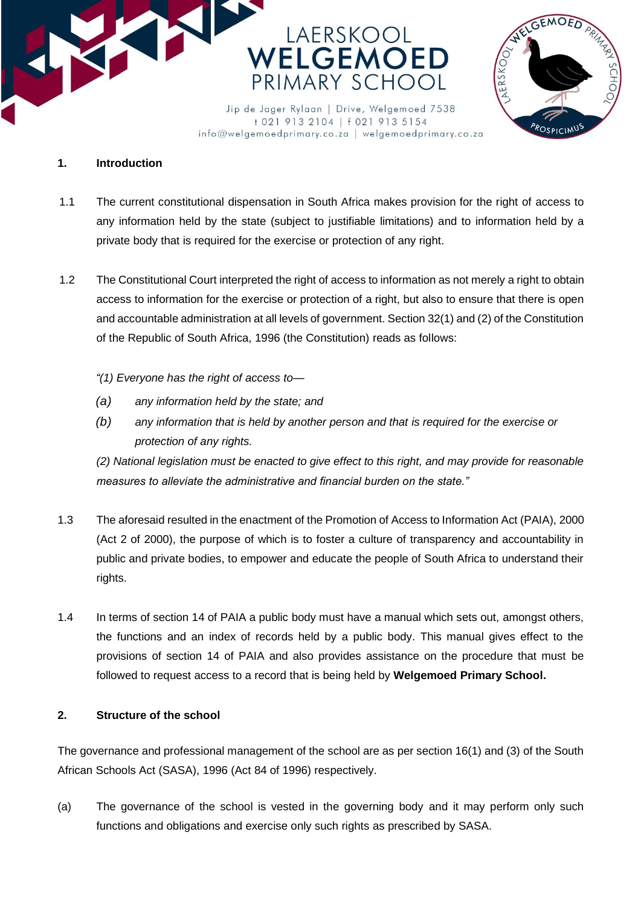## 1. Introduction

1.1 The current constitutional dispensation in South Africa makes provision for the right of access to any information held by the state (subject to justifiable limitations) and to information held by a private body that is required for the exercise or protection of any right.

1.2 The Constitutional Court interpreted the right of access to information as not merely a right to obtain access to information for the exercise or protection of a right, but also to ensure that there is open and accountable administration at all levels of government. Section 32(1) and (2) of the Constitution of the Republic of South Africa, 1996 (the Constitution) reads as follows:

*"(1) Everyone has the right of access to—*

*(a) any information held by the state; and*

*(b) any information that is held by another person and that is required for the exercise or protection of any rights.*

*(2) National legislation must be enacted to give effect to this right, and may provide for reasonable measures to alleviate the administrative and financial burden on the state."*

1.3 The aforesaid resulted in the enactment of the Promotion of Access to Information Act (PAIA), 2000 (Act 2 of 2000), the purpose of which is to foster a culture of transparency and accountability in public and private bodies, to empower and educate the people of South Africa to understand their rights.

1.4 In terms of section 14 of PAIA a public body must have a manual which sets out, amongst others, the functions and an index of records held by a public body. This manual gives effect to the provisions of section 14 of PAIA and also provides assistance on the procedure that must be followed to request access to a record that is being held by **Welgemoed Primary School.**

## 2. Structure of the school

The governance and professional management of the school are as per section 16(1) and (3) of the South African Schools Act (SASA), 1996 (Act 84 of 1996) respectively.

(a) The governance of the school is vested in the governing body and it may perform only such functions and obligations and exercise only such rights as prescribed by SASA.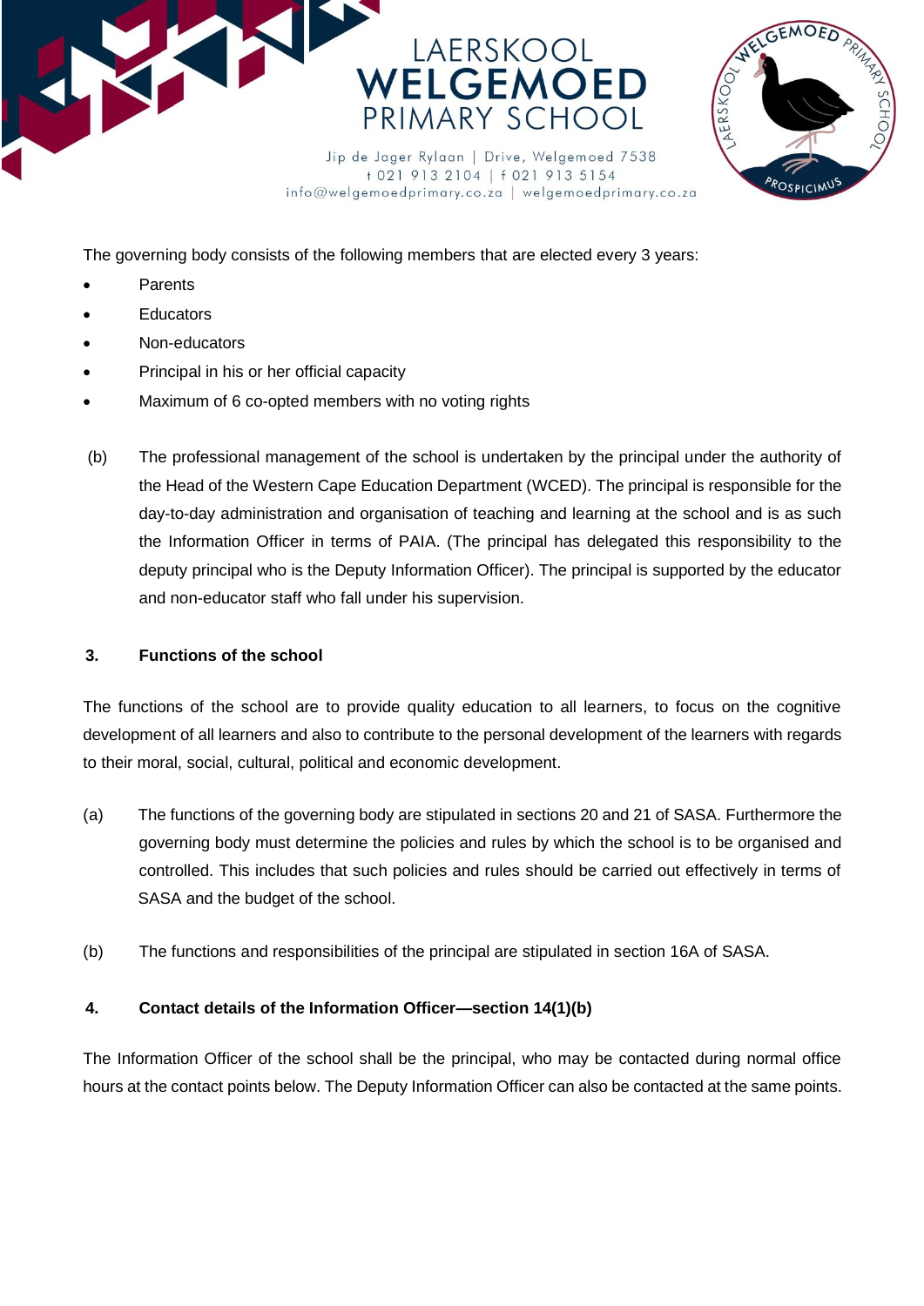The governing body consists of the following members that are elected every 3 years:

- Parents
- Educators
- Non-educators
- Principal in his or her official capacity
- Maximum of 6 co-opted members with no voting rights

(b) The professional management of the school is undertaken by the principal under the authority of the Head of the Western Cape Education Department (WCED). The principal is responsible for the day-to-day administration and organisation of teaching and learning at the school and is as such the Information Officer in terms of PAIA. (The principal has delegated this responsibility to the deputy principal who is the Deputy Information Officer). The principal is supported by the educator and non-educator staff who fall under his supervision.

**3. Functions of the school**

The functions of the school are to provide quality education to all learners, to focus on the cognitive development of all learners and also to contribute to the personal development of the learners with regards to their moral, social, cultural, political and economic development.

(a) The functions of the governing body are stipulated in sections 20 and 21 of SASA. Furthermore the governing body must determine the policies and rules by which the school is to be organised and controlled. This includes that such policies and rules should be carried out effectively in terms of SASA and the budget of the school.

(b) The functions and responsibilities of the principal are stipulated in section 16A of SASA.

**4. Contact details of the Information Officer—section 14(1)(b)**

The Information Officer of the school shall be the principal, who may be contacted during normal office hours at the contact points below. The Deputy Information Officer can also be contacted at the same points.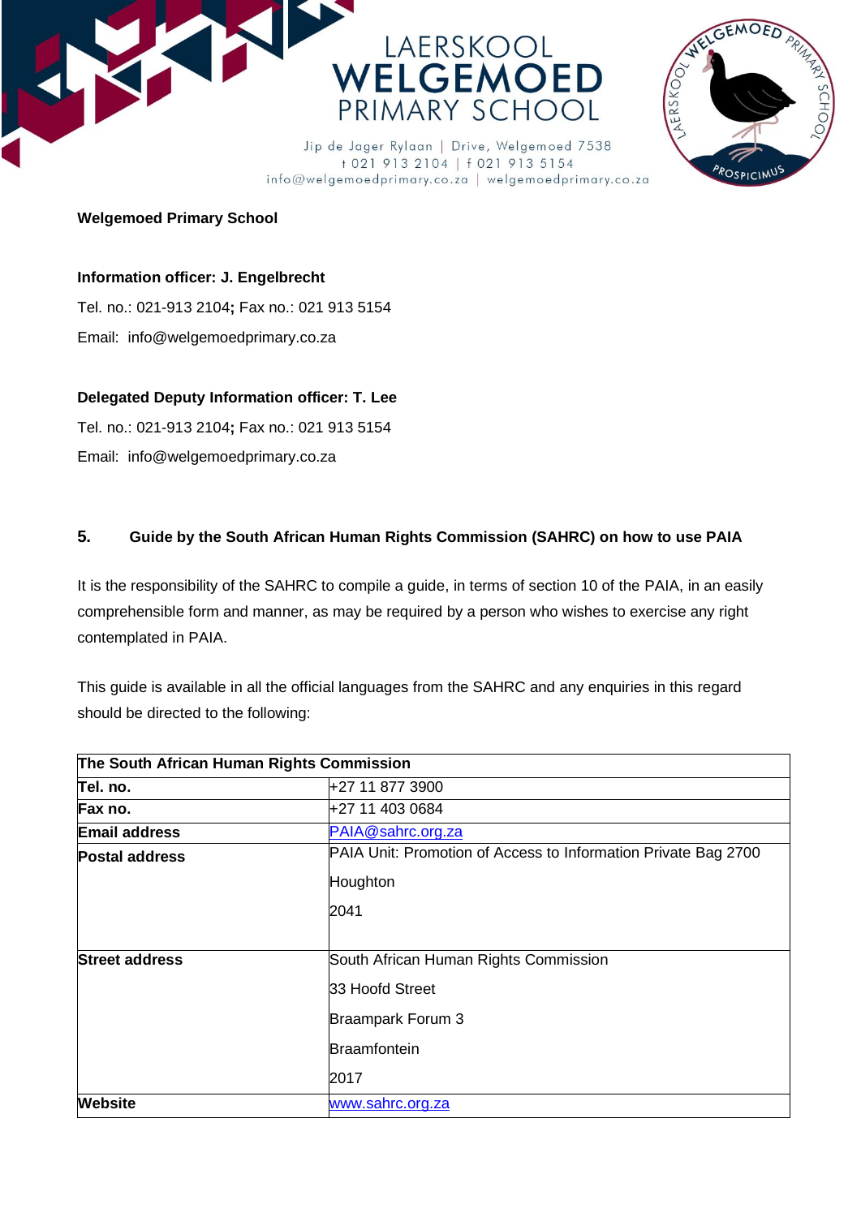**Welgemoed Primary School**

**Information officer: J. Engelbrecht**

Tel. no.: 021-913 2104**;** Fax no.: 021 913 5154

Email: info@welgemoedprimary.co.za

**Delegated Deputy Information officer: T. Lee**

Tel. no.: 021-913 2104**;** Fax no.: 021 913 5154

Email: info@welgemoedprimary.co.za

## 5. Guide by the South African Human Rights Commission (SAHRC) on how to use PAIA

It is the responsibility of the SAHRC to compile a guide, in terms of section 10 of the PAIA, in an easily comprehensible form and manner, as may be required by a person who wishes to exercise any right contemplated in PAIA.

This guide is available in all the official languages from the SAHRC and any enquiries in this regard should be directed to the following:

| **The South African Human Rights Commission** | |
|---|---|
| **Tel. no.** | +27 11 877 3900 |
| **Fax no.** | +27 11 403 0684 |
| **Email address** | PAIA@sahrc.org.za |
| **Postal address** | PAIA Unit: Promotion of Access to Information Private Bag 2700<br>Houghton<br>2041 |
| **Street address** | South African Human Rights Commission<br>33 Hoofd Street<br>Braampark Forum 3<br>Braamfontein<br>2017 |
| **Website** | www.sahrc.org.za |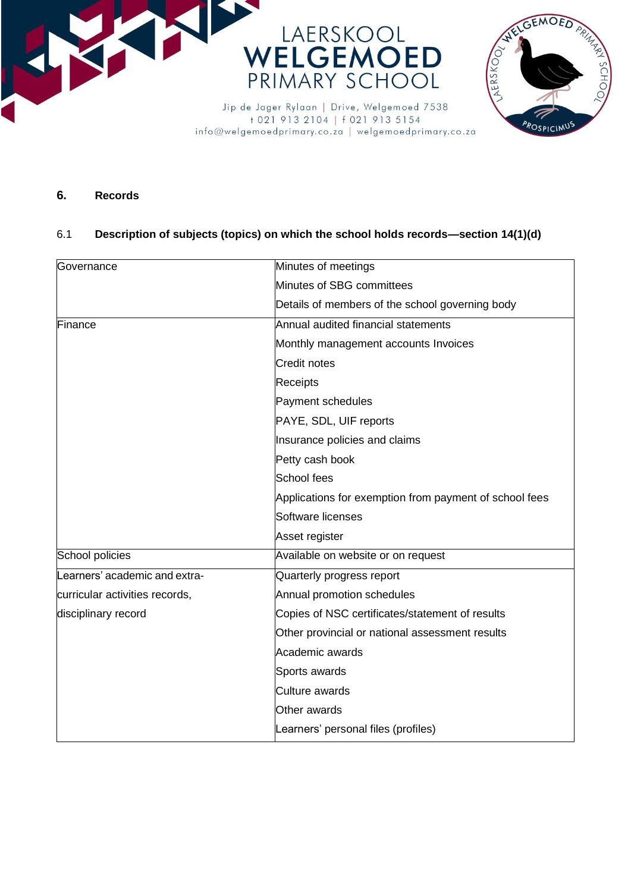## 6. Records

### 6.1 Description of subjects (topics) on which the school holds records—section 14(1)(d)

| | |
|---|---|
| Governance | Minutes of meetings<br>Minutes of SBG committees<br>Details of members of the school governing body |
| Finance | Annual audited financial statements<br>Monthly management accounts Invoices<br>Credit notes<br>Receipts<br>Payment schedules<br>PAYE, SDL, UIF reports<br>Insurance policies and claims<br>Petty cash book<br>School fees<br>Applications for exemption from payment of school fees<br>Software licenses<br>Asset register |
| School policies | Available on website or on request |
| Learners' academic and extra-curricular activities records, disciplinary record | Quarterly progress report<br>Annual promotion schedules<br>Copies of NSC certificates/statement of results<br>Other provincial or national assessment results<br>Academic awards<br>Sports awards<br>Culture awards<br>Other awards<br>Learners' personal files (profiles) |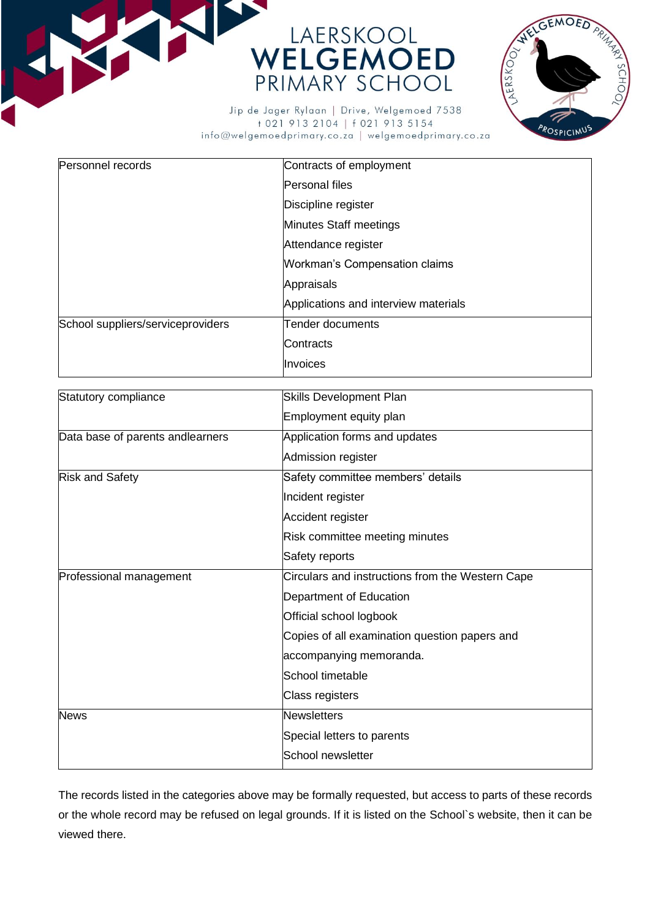| Personnel records | Contracts of employment<br>Personal files<br>Discipline register<br>Minutes Staff meetings<br>Attendance register<br>Workman's Compensation claims<br>Appraisals<br>Applications and interview materials |
|---|---|
| School suppliers/serviceproviders | Tender documents<br>Contracts<br>Invoices |

| Statutory compliance | Skills Development Plan<br>Employment equity plan |
|---|---|
| Data base of parents andlearners | Application forms and updates<br>Admission register |
| Risk and Safety | Safety committee members' details<br>Incident register<br>Accident register<br>Risk committee meeting minutes<br>Safety reports |
| Professional management | Circulars and instructions from the Western Cape Department of Education<br>Official school logbook<br>Copies of all examination question papers and accompanying memoranda.<br>School timetable<br>Class registers |
| News | Newsletters<br>Special letters to parents<br>School newsletter |

The records listed in the categories above may be formally requested, but access to parts of these records or the whole record may be refused on legal grounds. If it is listed on the School`s website, then it can be viewed there.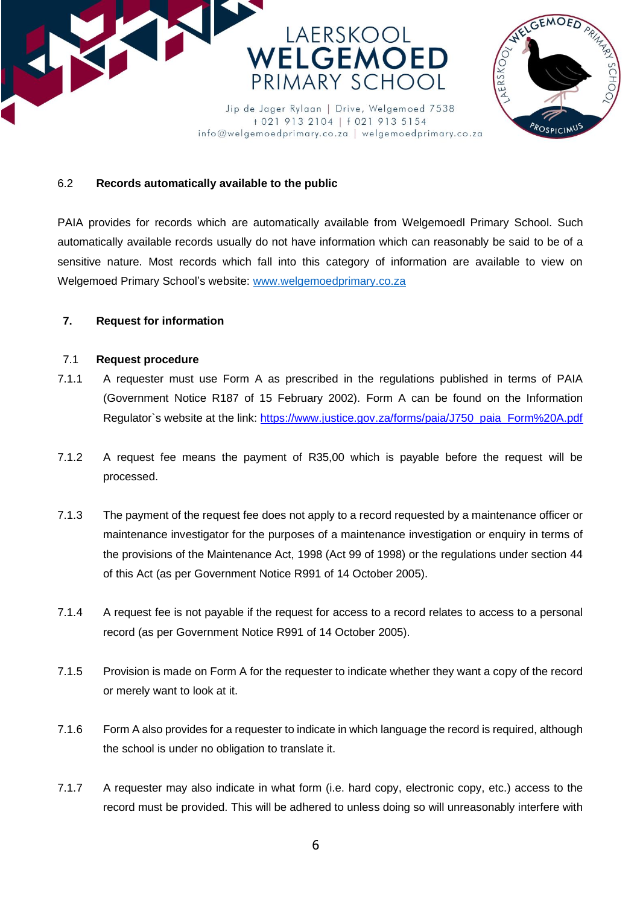### 6.2 Records automatically available to the public

PAIA provides for records which are automatically available from Welgemoedl Primary School. Such automatically available records usually do not have information which can reasonably be said to be of a sensitive nature. Most records which fall into this category of information are available to view on Welgemoed Primary School's website: [www.welgemoedprimary.co.za](http://www.welgemoedprimary.co.za)

## 7. Request for information

### 7.1 Request procedure

7.1.1 A requester must use Form A as prescribed in the regulations published in terms of PAIA (Government Notice R187 of 15 February 2002). Form A can be found on the Information Regulator`s website at the link: [https://www.justice.gov.za/forms/paia/J750_paia_Form%20A.pdf](https://www.justice.gov.za/forms/paia/J750_paia_Form%20A.pdf)

7.1.2 A request fee means the payment of R35,00 which is payable before the request will be processed.

7.1.3 The payment of the request fee does not apply to a record requested by a maintenance officer or maintenance investigator for the purposes of a maintenance investigation or enquiry in terms of the provisions of the Maintenance Act, 1998 (Act 99 of 1998) or the regulations under section 44 of this Act (as per Government Notice R991 of 14 October 2005).

7.1.4 A request fee is not payable if the request for access to a record relates to access to a personal record (as per Government Notice R991 of 14 October 2005).

7.1.5 Provision is made on Form A for the requester to indicate whether they want a copy of the record or merely want to look at it.

7.1.6 Form A also provides for a requester to indicate in which language the record is required, although the school is under no obligation to translate it.

7.1.7 A requester may also indicate in what form (i.e. hard copy, electronic copy, etc.) access to the record must be provided. This will be adhered to unless doing so will unreasonably interfere with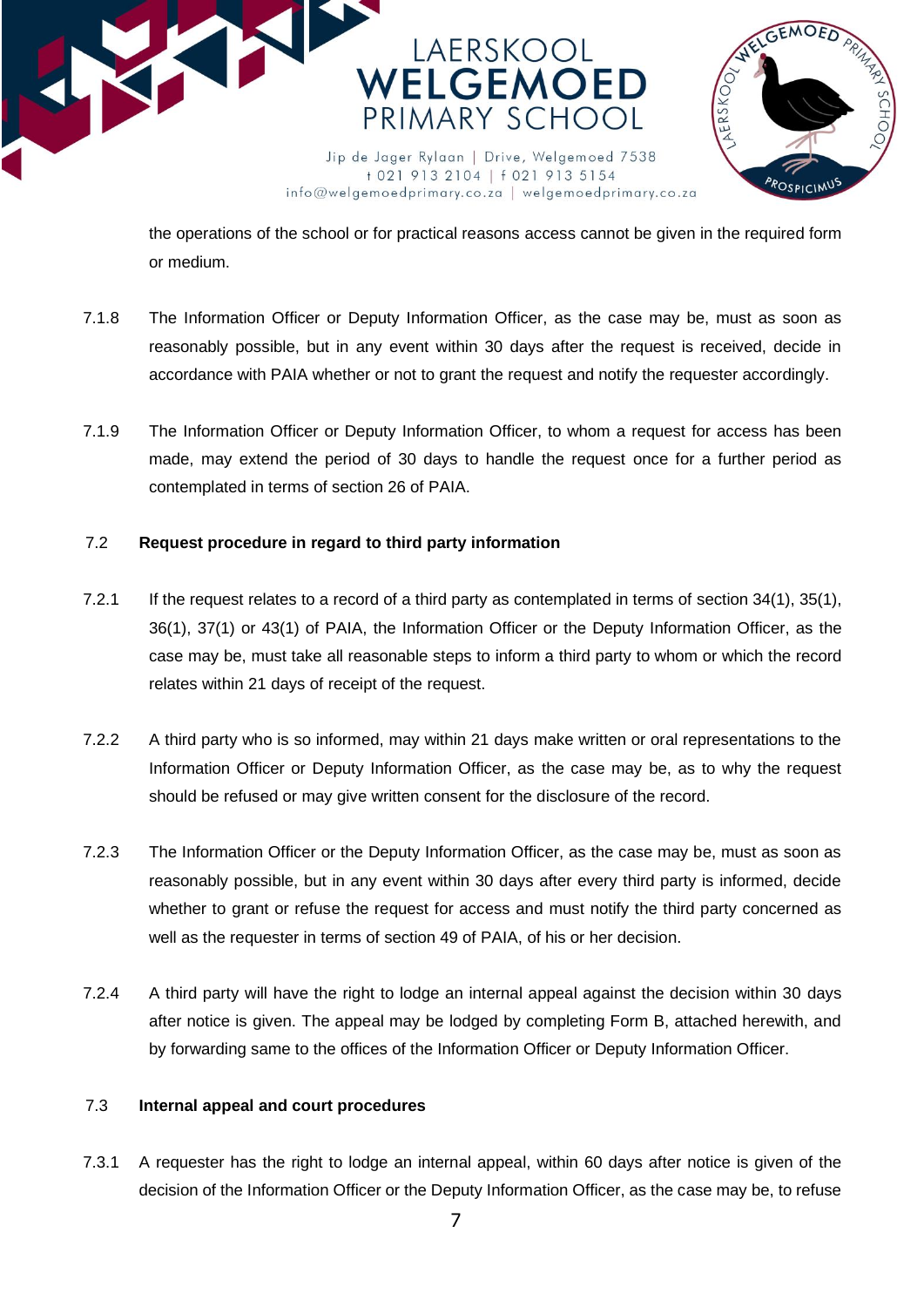the operations of the school or for practical reasons access cannot be given in the required form or medium.

7.1.8 The Information Officer or Deputy Information Officer, as the case may be, must as soon as reasonably possible, but in any event within 30 days after the request is received, decide in accordance with PAIA whether or not to grant the request and notify the requester accordingly.

7.1.9 The Information Officer or Deputy Information Officer, to whom a request for access has been made, may extend the period of 30 days to handle the request once for a further period as contemplated in terms of section 26 of PAIA.

**7.2 Request procedure in regard to third party information**

7.2.1 If the request relates to a record of a third party as contemplated in terms of section 34(1), 35(1), 36(1), 37(1) or 43(1) of PAIA, the Information Officer or the Deputy Information Officer, as the case may be, must take all reasonable steps to inform a third party to whom or which the record relates within 21 days of receipt of the request.

7.2.2 A third party who is so informed, may within 21 days make written or oral representations to the Information Officer or Deputy Information Officer, as the case may be, as to why the request should be refused or may give written consent for the disclosure of the record.

7.2.3 The Information Officer or the Deputy Information Officer, as the case may be, must as soon as reasonably possible, but in any event within 30 days after every third party is informed, decide whether to grant or refuse the request for access and must notify the third party concerned as well as the requester in terms of section 49 of PAIA, of his or her decision.

7.2.4 A third party will have the right to lodge an internal appeal against the decision within 30 days after notice is given. The appeal may be lodged by completing Form B, attached herewith, and by forwarding same to the offices of the Information Officer or Deputy Information Officer.

**7.3 Internal appeal and court procedures**

7.3.1 A requester has the right to lodge an internal appeal, within 60 days after notice is given of the decision of the Information Officer or the Deputy Information Officer, as the case may be, to refuse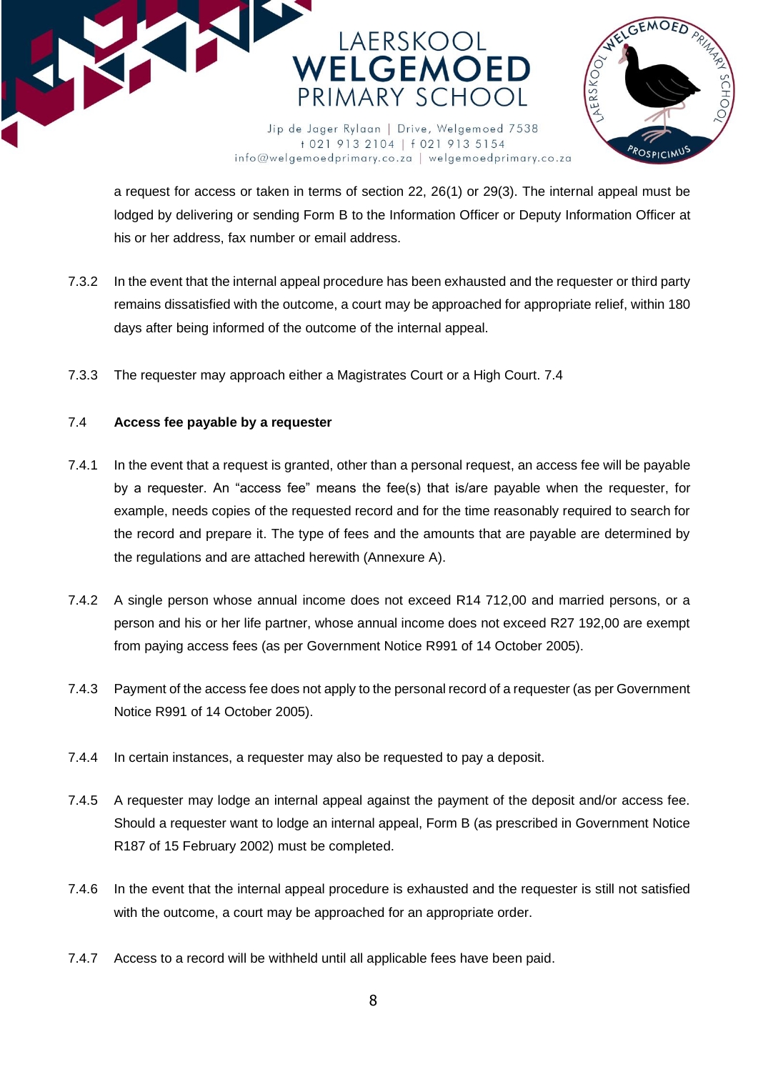a request for access or taken in terms of section 22, 26(1) or 29(3). The internal appeal must be lodged by delivering or sending Form B to the Information Officer or Deputy Information Officer at his or her address, fax number or email address.

7.3.2 In the event that the internal appeal procedure has been exhausted and the requester or third party remains dissatisfied with the outcome, a court may be approached for appropriate relief, within 180 days after being informed of the outcome of the internal appeal.

7.3.3 The requester may approach either a Magistrates Court or a High Court. 7.4

### 7.4 Access fee payable by a requester

7.4.1 In the event that a request is granted, other than a personal request, an access fee will be payable by a requester. An "access fee" means the fee(s) that is/are payable when the requester, for example, needs copies of the requested record and for the time reasonably required to search for the record and prepare it. The type of fees and the amounts that are payable are determined by the regulations and are attached herewith (Annexure A).

7.4.2 A single person whose annual income does not exceed R14 712,00 and married persons, or a person and his or her life partner, whose annual income does not exceed R27 192,00 are exempt from paying access fees (as per Government Notice R991 of 14 October 2005).

7.4.3 Payment of the access fee does not apply to the personal record of a requester (as per Government Notice R991 of 14 October 2005).

7.4.4 In certain instances, a requester may also be requested to pay a deposit.

7.4.5 A requester may lodge an internal appeal against the payment of the deposit and/or access fee. Should a requester want to lodge an internal appeal, Form B (as prescribed in Government Notice R187 of 15 February 2002) must be completed.

7.4.6 In the event that the internal appeal procedure is exhausted and the requester is still not satisfied with the outcome, a court may be approached for an appropriate order.

7.4.7 Access to a record will be withheld until all applicable fees have been paid.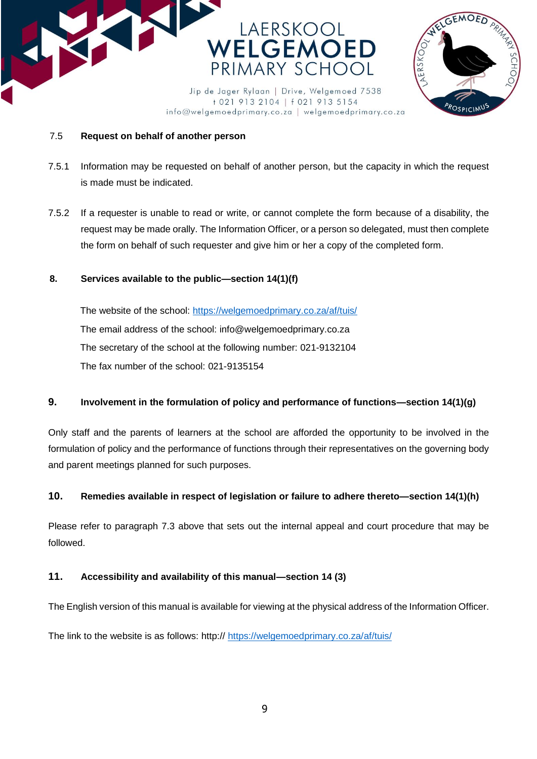### 7.5 Request on behalf of another person

7.5.1 Information may be requested on behalf of another person, but the capacity in which the request is made must be indicated.

7.5.2 If a requester is unable to read or write, or cannot complete the form because of a disability, the request may be made orally. The Information Officer, or a person so delegated, must then complete the form on behalf of such requester and give him or her a copy of the completed form.

## 8. Services available to the public—section 14(1)(f)

The website of the school: [https://welgemoedprimary.co.za/af/tuis/](https://welgemoedprimary.co.za/af/tuis/)

The email address of the school: info@welgemoedprimary.co.za

The secretary of the school at the following number: 021-9132104

The fax number of the school: 021-9135154

## 9. Involvement in the formulation of policy and performance of functions—section 14(1)(g)

Only staff and the parents of learners at the school are afforded the opportunity to be involved in the formulation of policy and the performance of functions through their representatives on the governing body and parent meetings planned for such purposes.

## 10. Remedies available in respect of legislation or failure to adhere thereto—section 14(1)(h)

Please refer to paragraph 7.3 above that sets out the internal appeal and court procedure that may be followed.

## 11. Accessibility and availability of this manual—section 14 (3)

The English version of this manual is available for viewing at the physical address of the Information Officer.

The link to the website is as follows: http:// [https://welgemoedprimary.co.za/af/tuis/](https://welgemoedprimary.co.za/af/tuis/)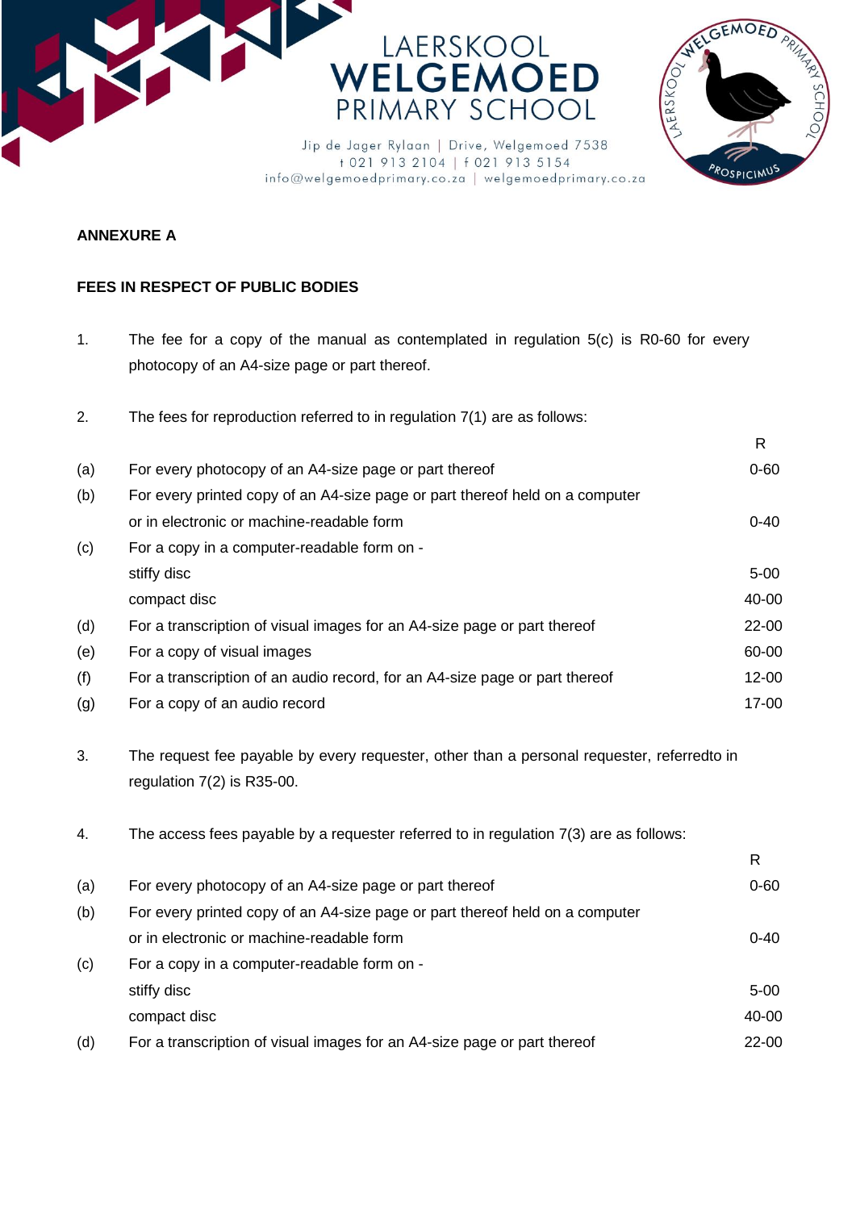LAERSKOOL **WELGEMOED** PRIMARY SCHOOL

Jip de Jager Rylaan | Drive, Welgemoed 7538
t 021 913 2104 | f 021 913 5154
info@welgemoedprimary.co.za | welgemoedprimary.co.za

**ANNEXURE A**

**FEES IN RESPECT OF PUBLIC BODIES**

1. The fee for a copy of the manual as contemplated in regulation 5(c) is R0-60 for every photocopy of an A4-size page or part thereof.

2. The fees for reproduction referred to in regulation 7(1) are as follows:

| | | R |
|---|---|---|
| (a) | For every photocopy of an A4-size page or part thereof | 0-60 |
| (b) | For every printed copy of an A4-size page or part thereof held on a computer or in electronic or machine-readable form | 0-40 |
| (c) | For a copy in a computer-readable form on - | |
| | stiffy disc | 5-00 |
| | compact disc | 40-00 |
| (d) | For a transcription of visual images for an A4-size page or part thereof | 22-00 |
| (e) | For a copy of visual images | 60-00 |
| (f) | For a transcription of an audio record, for an A4-size page or part thereof | 12-00 |
| (g) | For a copy of an audio record | 17-00 |

3. The request fee payable by every requester, other than a personal requester, referredto in regulation 7(2) is R35-00.

4. The access fees payable by a requester referred to in regulation 7(3) are as follows:

| | | R |
|---|---|---|
| (a) | For every photocopy of an A4-size page or part thereof | 0-60 |
| (b) | For every printed copy of an A4-size page or part thereof held on a computer or in electronic or machine-readable form | 0-40 |
| (c) | For a copy in a computer-readable form on - | |
| | stiffy disc | 5-00 |
| | compact disc | 40-00 |
| (d) | For a transcription of visual images for an A4-size page or part thereof | 22-00 |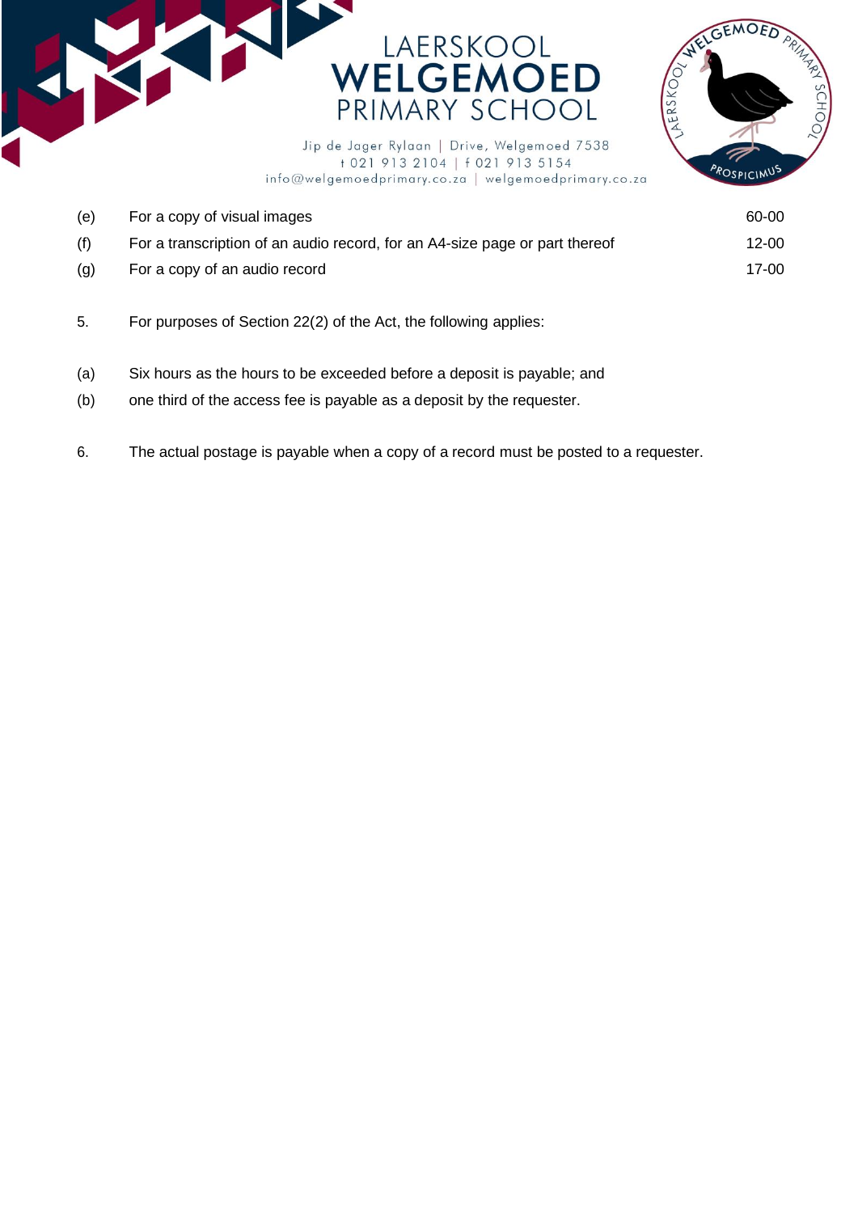| | | |
|---|---|---|
| (e) | For a copy of visual images | 60-00 |
| (f) | For a transcription of an audio record, for an A4-size page or part thereof | 12-00 |
| (g) | For a copy of an audio record | 17-00 |

5. For purposes of Section 22(2) of the Act, the following applies:

(a) Six hours as the hours to be exceeded before a deposit is payable; and

(b) one third of the access fee is payable as a deposit by the requester.

6. The actual postage is payable when a copy of a record must be posted to a requester.